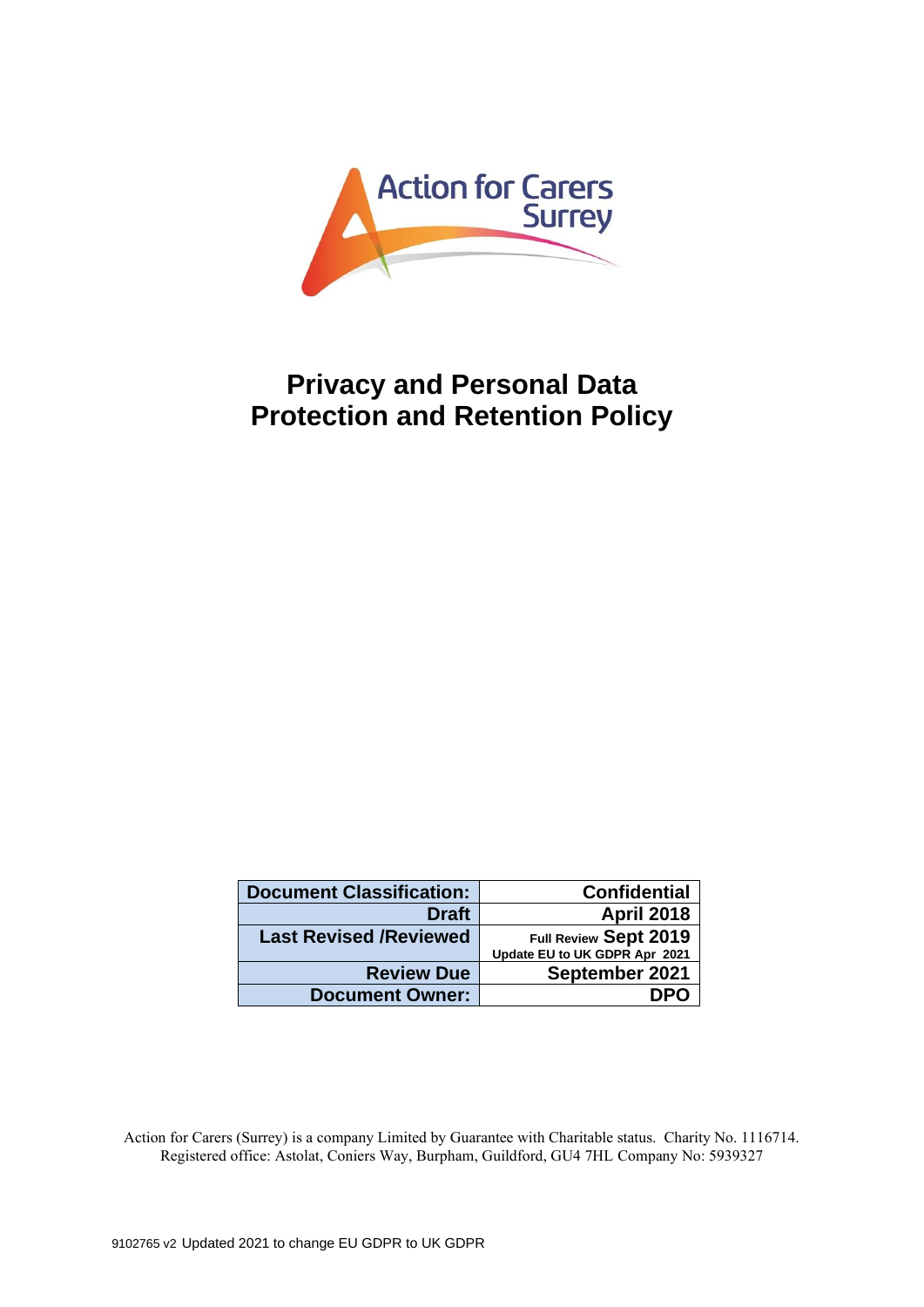Action for Carers Surrey

# Privacy and Personal Data Protection and Retention Policy

| Document Classification: | Confidential |
| --- | --- |
| Draft | April 2018 |
| Last Revised /Reviewed | Full Review Sept 2019<br>Update EU to UK GDPR Apr 2021 |
| Review Due | September 2021 |
| Document Owner: | DPO |

Action for Carers (Surrey) is a company Limited by Guarantee with Charitable status. Charity No. 1116714. Registered office: Astolat, Coniers Way, Burpham, Guildford, GU4 7HL Company No: 5939327

9102765 v2 Updated 2021 to change EU GDPR to UK GDPR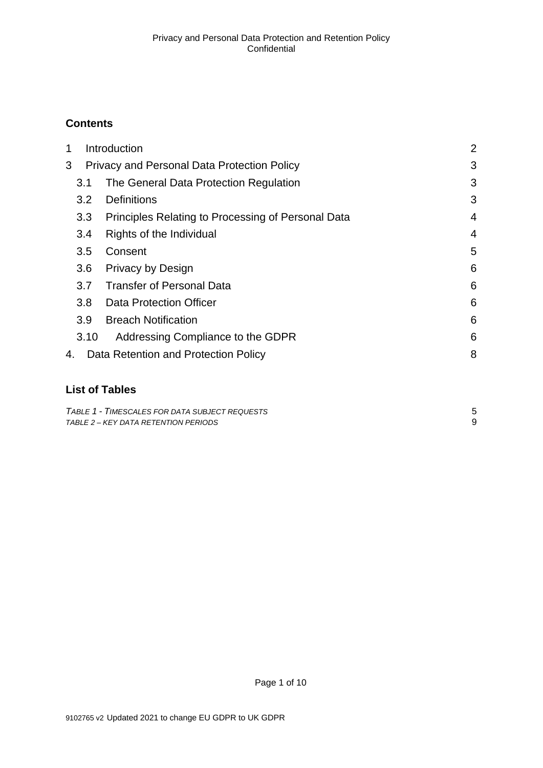## Contents

| | | |
|---|---|---|
| 1 | Introduction | 2 |
| 3 | Privacy and Personal Data Protection Policy | 3 |
| 3.1 | The General Data Protection Regulation | 3 |
| 3.2 | Definitions | 3 |
| 3.3 | Principles Relating to Processing of Personal Data | 4 |
| 3.4 | Rights of the Individual | 4 |
| 3.5 | Consent | 5 |
| 3.6 | Privacy by Design | 6 |
| 3.7 | Transfer of Personal Data | 6 |
| 3.8 | Data Protection Officer | 6 |
| 3.9 | Breach Notification | 6 |
| 3.10 | Addressing Compliance to the GDPR | 6 |
| 4. | Data Retention and Protection Policy | 8 |

## List of Tables

| | |
|---|---|
| *TABLE 1 - TIMESCALES FOR DATA SUBJECT REQUESTS* | 5 |
| *TABLE 2 – KEY DATA RETENTION PERIODS* | 9 |

9102765 v2 Updated 2021 to change EU GDPR to UK GDPR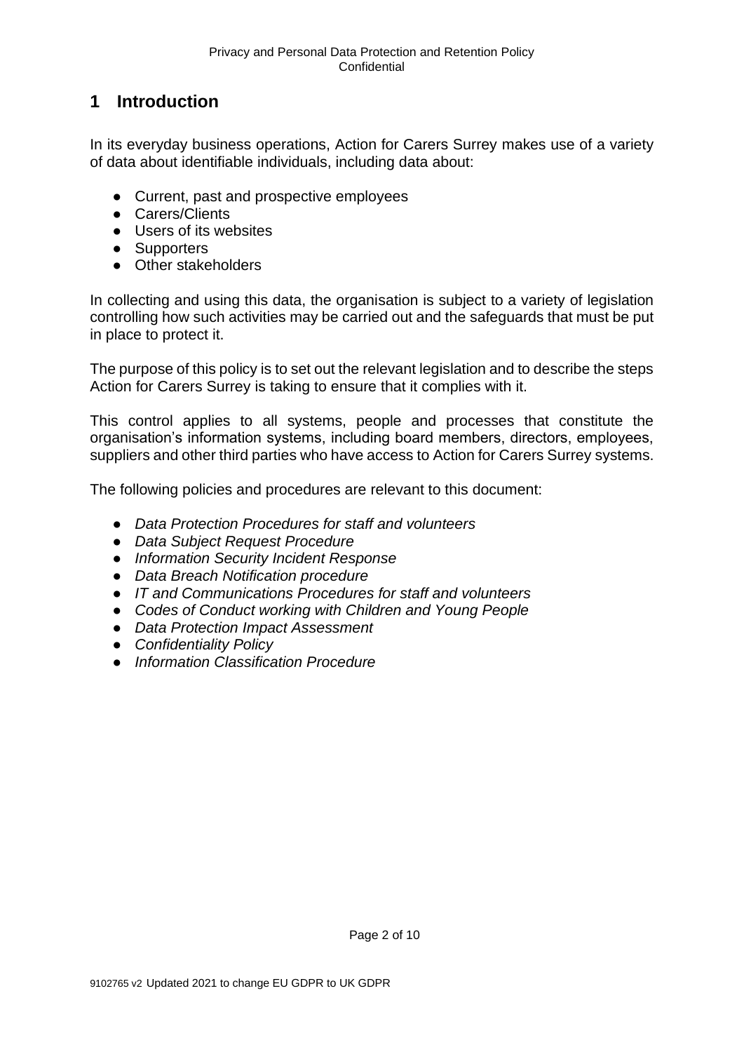# 1 Introduction

In its everyday business operations, Action for Carers Surrey makes use of a variety of data about identifiable individuals, including data about:

- Current, past and prospective employees
- Carers/Clients
- Users of its websites
- Supporters
- Other stakeholders

In collecting and using this data, the organisation is subject to a variety of legislation controlling how such activities may be carried out and the safeguards that must be put in place to protect it.

The purpose of this policy is to set out the relevant legislation and to describe the steps Action for Carers Surrey is taking to ensure that it complies with it.

This control applies to all systems, people and processes that constitute the organisation's information systems, including board members, directors, employees, suppliers and other third parties who have access to Action for Carers Surrey systems.

The following policies and procedures are relevant to this document:

- *Data Protection Procedures for staff and volunteers*
- *Data Subject Request Procedure*
- *Information Security Incident Response*
- *Data Breach Notification procedure*
- *IT and Communications Procedures for staff and volunteers*
- *Codes of Conduct working with Children and Young People*
- *Data Protection Impact Assessment*
- *Confidentiality Policy*
- *Information Classification Procedure*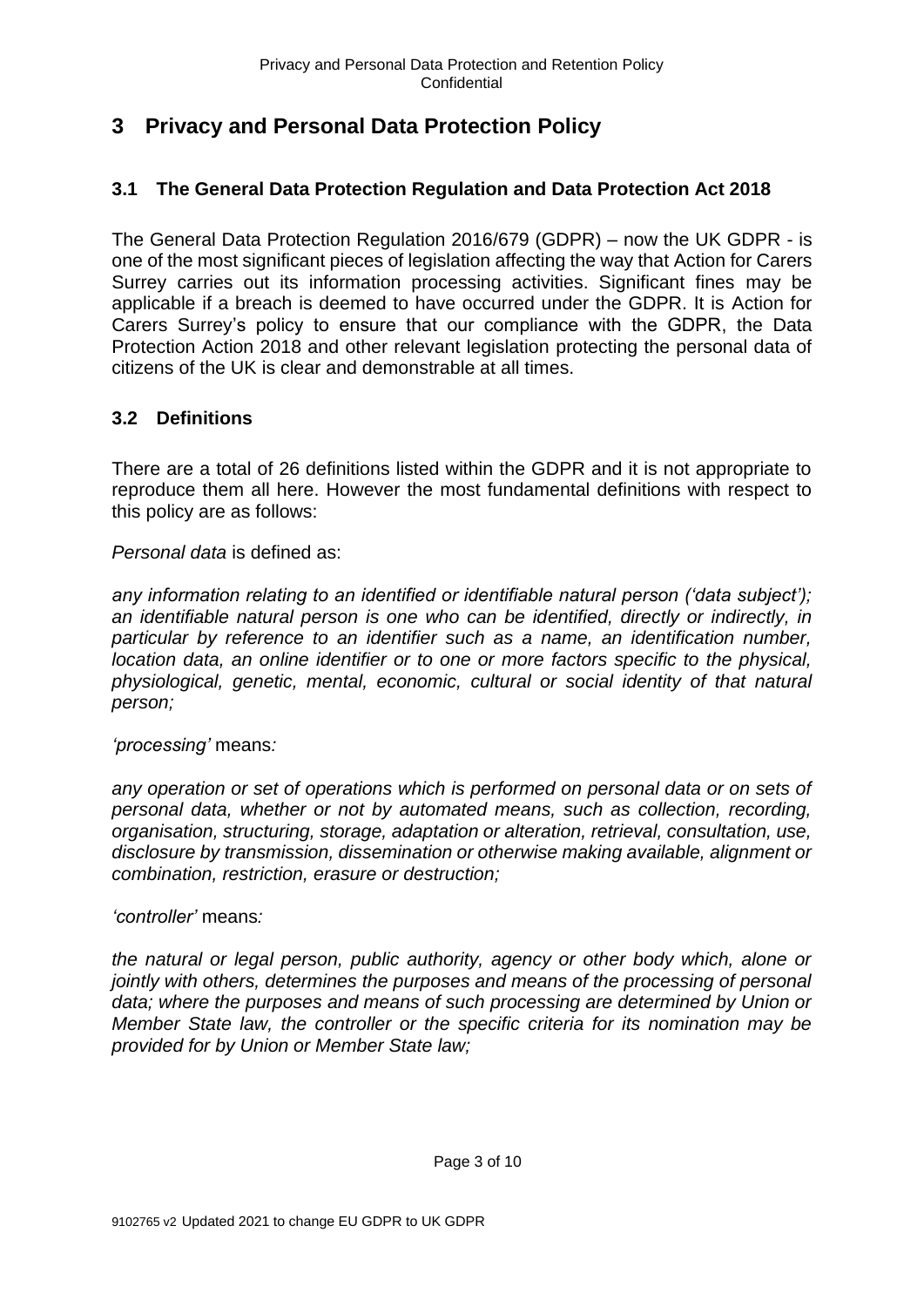# 3 Privacy and Personal Data Protection Policy

## 3.1 The General Data Protection Regulation and Data Protection Act 2018

The General Data Protection Regulation 2016/679 (GDPR) – now the UK GDPR - is one of the most significant pieces of legislation affecting the way that Action for Carers Surrey carries out its information processing activities. Significant fines may be applicable if a breach is deemed to have occurred under the GDPR. It is Action for Carers Surrey's policy to ensure that our compliance with the GDPR, the Data Protection Action 2018 and other relevant legislation protecting the personal data of citizens of the UK is clear and demonstrable at all times.

## 3.2 Definitions

There are a total of 26 definitions listed within the GDPR and it is not appropriate to reproduce them all here. However the most fundamental definitions with respect to this policy are as follows:

*Personal data* is defined as:

*any information relating to an identified or identifiable natural person ('data subject'); an identifiable natural person is one who can be identified, directly or indirectly, in particular by reference to an identifier such as a name, an identification number, location data, an online identifier or to one or more factors specific to the physical, physiological, genetic, mental, economic, cultural or social identity of that natural person;*

*'processing'* means*:*

*any operation or set of operations which is performed on personal data or on sets of personal data, whether or not by automated means, such as collection, recording, organisation, structuring, storage, adaptation or alteration, retrieval, consultation, use, disclosure by transmission, dissemination or otherwise making available, alignment or combination, restriction, erasure or destruction;*

*'controller'* means*:*

*the natural or legal person, public authority, agency or other body which, alone or jointly with others, determines the purposes and means of the processing of personal data; where the purposes and means of such processing are determined by Union or Member State law, the controller or the specific criteria for its nomination may be provided for by Union or Member State law;*

9102765 v2 Updated 2021 to change EU GDPR to UK GDPR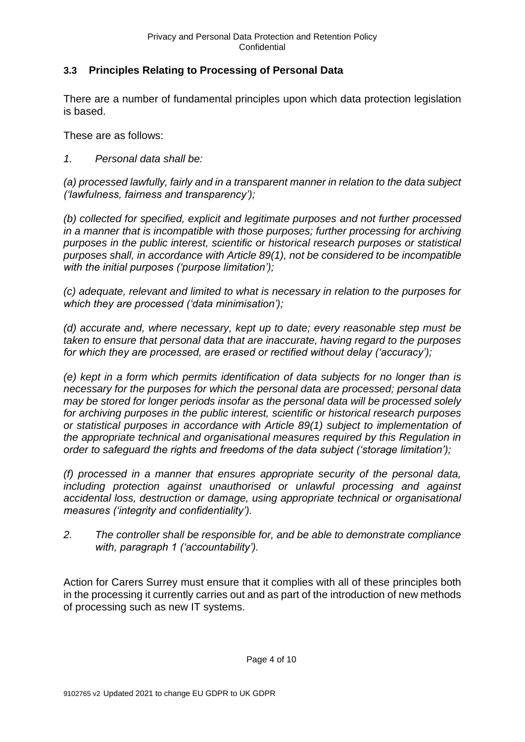### 3.3 Principles Relating to Processing of Personal Data

There are a number of fundamental principles upon which data protection legislation is based.

These are as follows:

*1. Personal data shall be:*

*(a) processed lawfully, fairly and in a transparent manner in relation to the data subject ('lawfulness, fairness and transparency');*

*(b) collected for specified, explicit and legitimate purposes and not further processed in a manner that is incompatible with those purposes; further processing for archiving purposes in the public interest, scientific or historical research purposes or statistical purposes shall, in accordance with Article 89(1), not be considered to be incompatible with the initial purposes ('purpose limitation');*

*(c) adequate, relevant and limited to what is necessary in relation to the purposes for which they are processed ('data minimisation');*

*(d) accurate and, where necessary, kept up to date; every reasonable step must be taken to ensure that personal data that are inaccurate, having regard to the purposes for which they are processed, are erased or rectified without delay ('accuracy');*

*(e) kept in a form which permits identification of data subjects for no longer than is necessary for the purposes for which the personal data are processed; personal data may be stored for longer periods insofar as the personal data will be processed solely for archiving purposes in the public interest, scientific or historical research purposes or statistical purposes in accordance with Article 89(1) subject to implementation of the appropriate technical and organisational measures required by this Regulation in order to safeguard the rights and freedoms of the data subject ('storage limitation');*

*(f) processed in a manner that ensures appropriate security of the personal data, including protection against unauthorised or unlawful processing and against accidental loss, destruction or damage, using appropriate technical or organisational measures ('integrity and confidentiality').*

*2. The controller shall be responsible for, and be able to demonstrate compliance with, paragraph 1 ('accountability').*

Action for Carers Surrey must ensure that it complies with all of these principles both in the processing it currently carries out and as part of the introduction of new methods of processing such as new IT systems.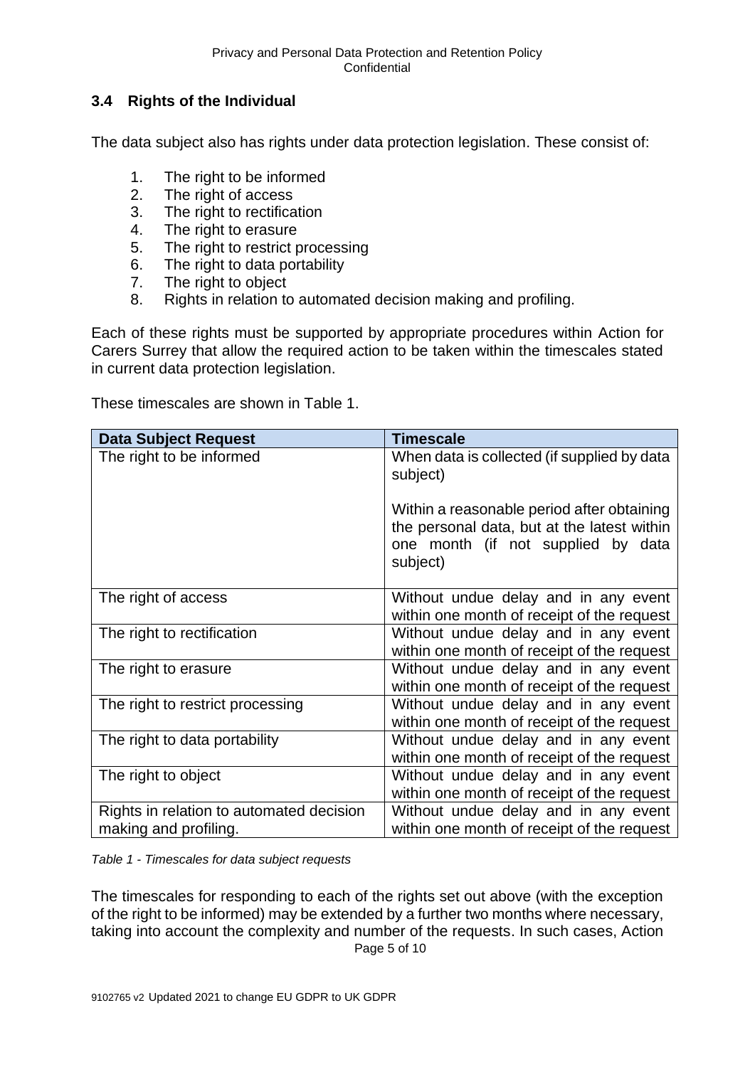### 3.4 Rights of the Individual

The data subject also has rights under data protection legislation. These consist of:

1. The right to be informed
2. The right of access
3. The right to rectification
4. The right to erasure
5. The right to restrict processing
6. The right to data portability
7. The right to object
8. Rights in relation to automated decision making and profiling.

Each of these rights must be supported by appropriate procedures within Action for Carers Surrey that allow the required action to be taken within the timescales stated in current data protection legislation.

These timescales are shown in Table 1.

| Data Subject Request | Timescale |
|---|---|
| The right to be informed | When data is collected (if supplied by data subject)<br><br>Within a reasonable period after obtaining the personal data, but at the latest within one month (if not supplied by data subject) |
| The right of access | Without undue delay and in any event within one month of receipt of the request |
| The right to rectification | Without undue delay and in any event within one month of receipt of the request |
| The right to erasure | Without undue delay and in any event within one month of receipt of the request |
| The right to restrict processing | Without undue delay and in any event within one month of receipt of the request |
| The right to data portability | Without undue delay and in any event within one month of receipt of the request |
| The right to object | Without undue delay and in any event within one month of receipt of the request |
| Rights in relation to automated decision making and profiling. | Without undue delay and in any event within one month of receipt of the request |

*Table 1 - Timescales for data subject requests*

The timescales for responding to each of the rights set out above (with the exception of the right to be informed) may be extended by a further two months where necessary, taking into account the complexity and number of the requests. In such cases, Action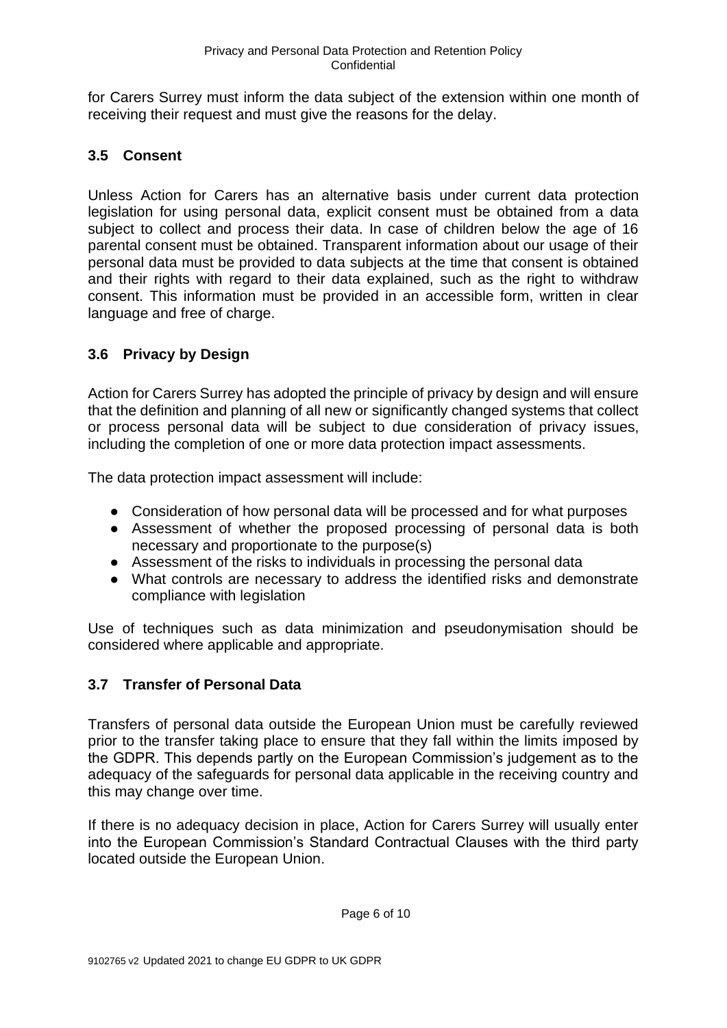for Carers Surrey must inform the data subject of the extension within one month of receiving their request and must give the reasons for the delay.

### 3.5 Consent

Unless Action for Carers has an alternative basis under current data protection legislation for using personal data, explicit consent must be obtained from a data subject to collect and process their data. In case of children below the age of 16 parental consent must be obtained. Transparent information about our usage of their personal data must be provided to data subjects at the time that consent is obtained and their rights with regard to their data explained, such as the right to withdraw consent. This information must be provided in an accessible form, written in clear language and free of charge.

### 3.6 Privacy by Design

Action for Carers Surrey has adopted the principle of privacy by design and will ensure that the definition and planning of all new or significantly changed systems that collect or process personal data will be subject to due consideration of privacy issues, including the completion of one or more data protection impact assessments.

The data protection impact assessment will include:

- Consideration of how personal data will be processed and for what purposes
- Assessment of whether the proposed processing of personal data is both necessary and proportionate to the purpose(s)
- Assessment of the risks to individuals in processing the personal data
- What controls are necessary to address the identified risks and demonstrate compliance with legislation

Use of techniques such as data minimization and pseudonymisation should be considered where applicable and appropriate.

### 3.7 Transfer of Personal Data

Transfers of personal data outside the European Union must be carefully reviewed prior to the transfer taking place to ensure that they fall within the limits imposed by the GDPR. This depends partly on the European Commission's judgement as to the adequacy of the safeguards for personal data applicable in the receiving country and this may change over time.

If there is no adequacy decision in place, Action for Carers Surrey will usually enter into the European Commission's Standard Contractual Clauses with the third party located outside the European Union.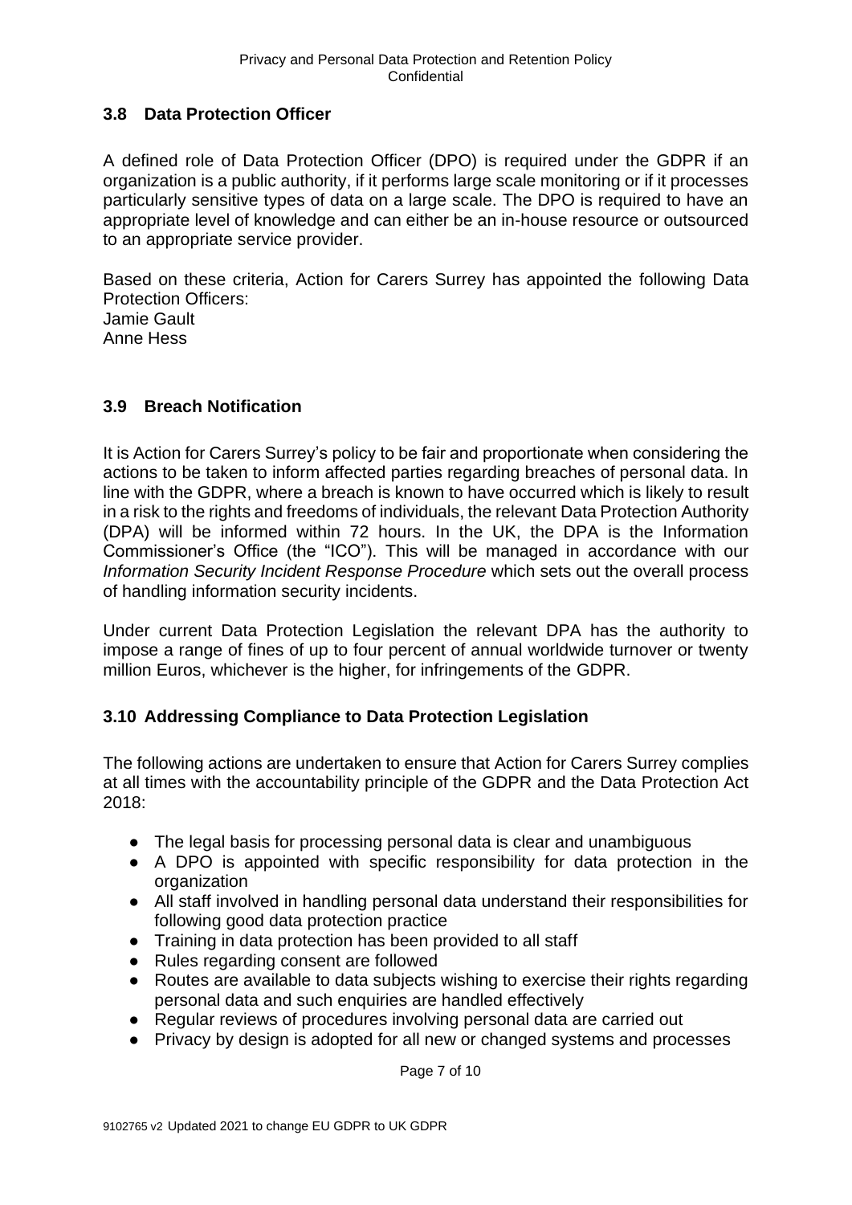### 3.8 Data Protection Officer

A defined role of Data Protection Officer (DPO) is required under the GDPR if an organization is a public authority, if it performs large scale monitoring or if it processes particularly sensitive types of data on a large scale. The DPO is required to have an appropriate level of knowledge and can either be an in-house resource or outsourced to an appropriate service provider.

Based on these criteria, Action for Carers Surrey has appointed the following Data Protection Officers:
Jamie Gault
Anne Hess

### 3.9 Breach Notification

It is Action for Carers Surrey's policy to be fair and proportionate when considering the actions to be taken to inform affected parties regarding breaches of personal data. In line with the GDPR, where a breach is known to have occurred which is likely to result in a risk to the rights and freedoms of individuals, the relevant Data Protection Authority (DPA) will be informed within 72 hours. In the UK, the DPA is the Information Commissioner's Office (the "ICO"). This will be managed in accordance with our *Information Security Incident Response Procedure* which sets out the overall process of handling information security incidents.

Under current Data Protection Legislation the relevant DPA has the authority to impose a range of fines of up to four percent of annual worldwide turnover or twenty million Euros, whichever is the higher, for infringements of the GDPR.

### 3.10 Addressing Compliance to Data Protection Legislation

The following actions are undertaken to ensure that Action for Carers Surrey complies at all times with the accountability principle of the GDPR and the Data Protection Act 2018:

- The legal basis for processing personal data is clear and unambiguous
- A DPO is appointed with specific responsibility for data protection in the organization
- All staff involved in handling personal data understand their responsibilities for following good data protection practice
- Training in data protection has been provided to all staff
- Rules regarding consent are followed
- Routes are available to data subjects wishing to exercise their rights regarding personal data and such enquiries are handled effectively
- Regular reviews of procedures involving personal data are carried out
- Privacy by design is adopted for all new or changed systems and processes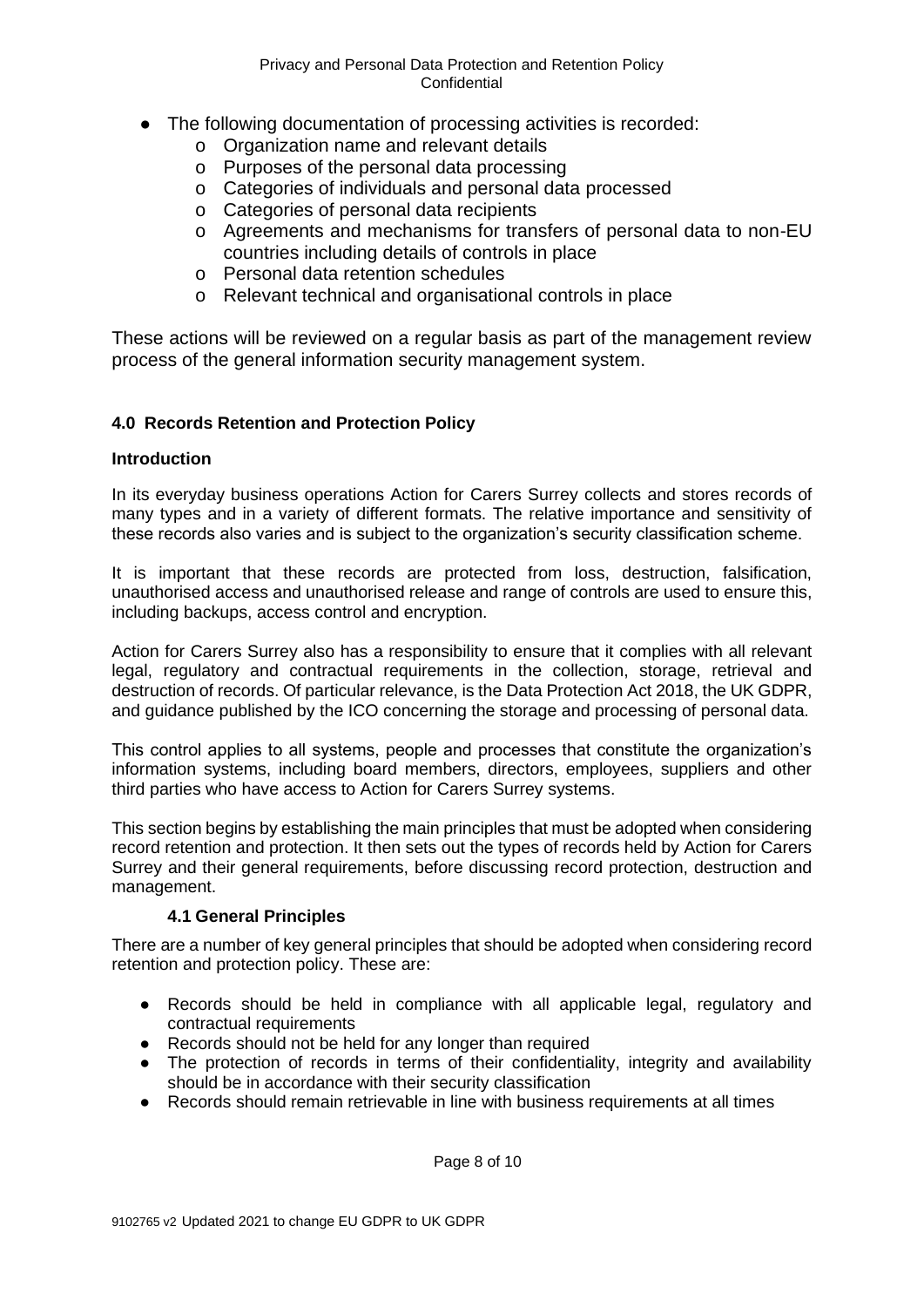- The following documentation of processing activities is recorded:
  - Organization name and relevant details
  - Purposes of the personal data processing
  - Categories of individuals and personal data processed
  - Categories of personal data recipients
  - Agreements and mechanisms for transfers of personal data to non-EU countries including details of controls in place
  - Personal data retention schedules
  - Relevant technical and organisational controls in place

These actions will be reviewed on a regular basis as part of the management review process of the general information security management system.

## 4.0 Records Retention and Protection Policy

**Introduction**

In its everyday business operations Action for Carers Surrey collects and stores records of many types and in a variety of different formats. The relative importance and sensitivity of these records also varies and is subject to the organization's security classification scheme.

It is important that these records are protected from loss, destruction, falsification, unauthorised access and unauthorised release and range of controls are used to ensure this, including backups, access control and encryption.

Action for Carers Surrey also has a responsibility to ensure that it complies with all relevant legal, regulatory and contractual requirements in the collection, storage, retrieval and destruction of records. Of particular relevance, is the Data Protection Act 2018, the UK GDPR, and guidance published by the ICO concerning the storage and processing of personal data.

This control applies to all systems, people and processes that constitute the organization's information systems, including board members, directors, employees, suppliers and other third parties who have access to Action for Carers Surrey systems.

This section begins by establishing the main principles that must be adopted when considering record retention and protection. It then sets out the types of records held by Action for Carers Surrey and their general requirements, before discussing record protection, destruction and management.

### 4.1 General Principles

There are a number of key general principles that should be adopted when considering record retention and protection policy. These are:

- Records should be held in compliance with all applicable legal, regulatory and contractual requirements
- Records should not be held for any longer than required
- The protection of records in terms of their confidentiality, integrity and availability should be in accordance with their security classification
- Records should remain retrievable in line with business requirements at all times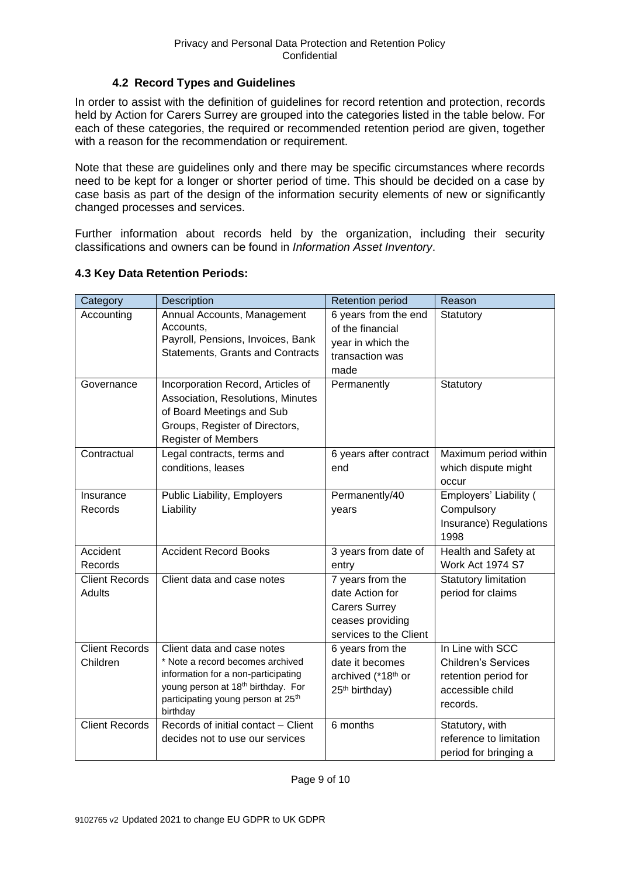### 4.2 Record Types and Guidelines

In order to assist with the definition of guidelines for record retention and protection, records held by Action for Carers Surrey are grouped into the categories listed in the table below. For each of these categories, the required or recommended retention period are given, together with a reason for the recommendation or requirement.

Note that these are guidelines only and there may be specific circumstances where records need to be kept for a longer or shorter period of time. This should be decided on a case by case basis as part of the design of the information security elements of new or significantly changed processes and services.

Further information about records held by the organization, including their security classifications and owners can be found in *Information Asset Inventory*.

### 4.3 Key Data Retention Periods:

| Category | Description | Retention period | Reason |
| --- | --- | --- | --- |
| Accounting | Annual Accounts, Management Accounts, Payroll, Pensions, Invoices, Bank Statements, Grants and Contracts | 6 years from the end of the financial year in which the transaction was made | Statutory |
| Governance | Incorporation Record, Articles of Association, Resolutions, Minutes of Board Meetings and Sub Groups, Register of Directors, Register of Members | Permanently | Statutory |
| Contractual | Legal contracts, terms and conditions, leases | 6 years after contract end | Maximum period within which dispute might occur |
| Insurance Records | Public Liability, Employers Liability | Permanently/40 years | Employers' Liability ( Compulsory Insurance) Regulations 1998 |
| Accident Records | Accident Record Books | 3 years from date of entry | Health and Safety at Work Act 1974 S7 |
| Client Records Adults | Client data and case notes | 7 years from the date Action for Carers Surrey ceases providing services to the Client | Statutory limitation period for claims |
| Client Records Children | Client data and case notes<br>* Note a record becomes archived information for a non-participating young person at 18th birthday. For participating young person at 25th birthday | 6 years from the date it becomes archived (*18th or 25th birthday) | In Line with SCC Children's Services retention period for accessible child records. |
| Client Records | Records of initial contact – Client decides not to use our services | 6 months | Statutory, with reference to limitation period for bringing a |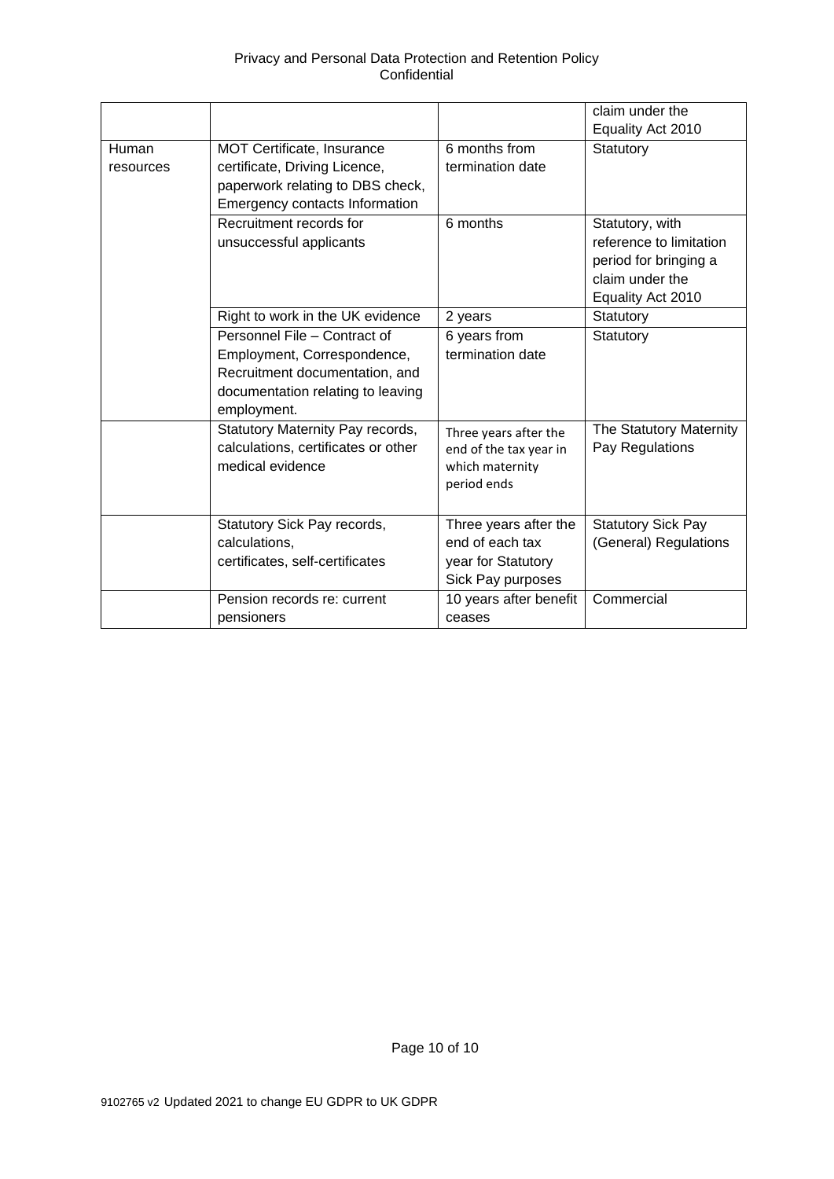| | | | |
|---|---|---|---|
| | | | claim under the Equality Act 2010 |
| Human resources | MOT Certificate, Insurance certificate, Driving Licence, paperwork relating to DBS check, Emergency contacts Information | 6 months from termination date | Statutory |
| | Recruitment records for unsuccessful applicants | 6 months | Statutory, with reference to limitation period for bringing a claim under the Equality Act 2010 |
| | Right to work in the UK evidence | 2 years | Statutory |
| | Personnel File – Contract of Employment, Correspondence, Recruitment documentation, and documentation relating to leaving employment. | 6 years from termination date | Statutory |
| | Statutory Maternity Pay records, calculations, certificates or other medical evidence | Three years after the end of the tax year in which maternity period ends | The Statutory Maternity Pay Regulations |
| | Statutory Sick Pay records, calculations, certificates, self-certificates | Three years after the end of each tax year for Statutory Sick Pay purposes | Statutory Sick Pay (General) Regulations |
| | Pension records re: current pensioners | 10 years after benefit ceases | Commercial |

9102765 v2 Updated 2021 to change EU GDPR to UK GDPR